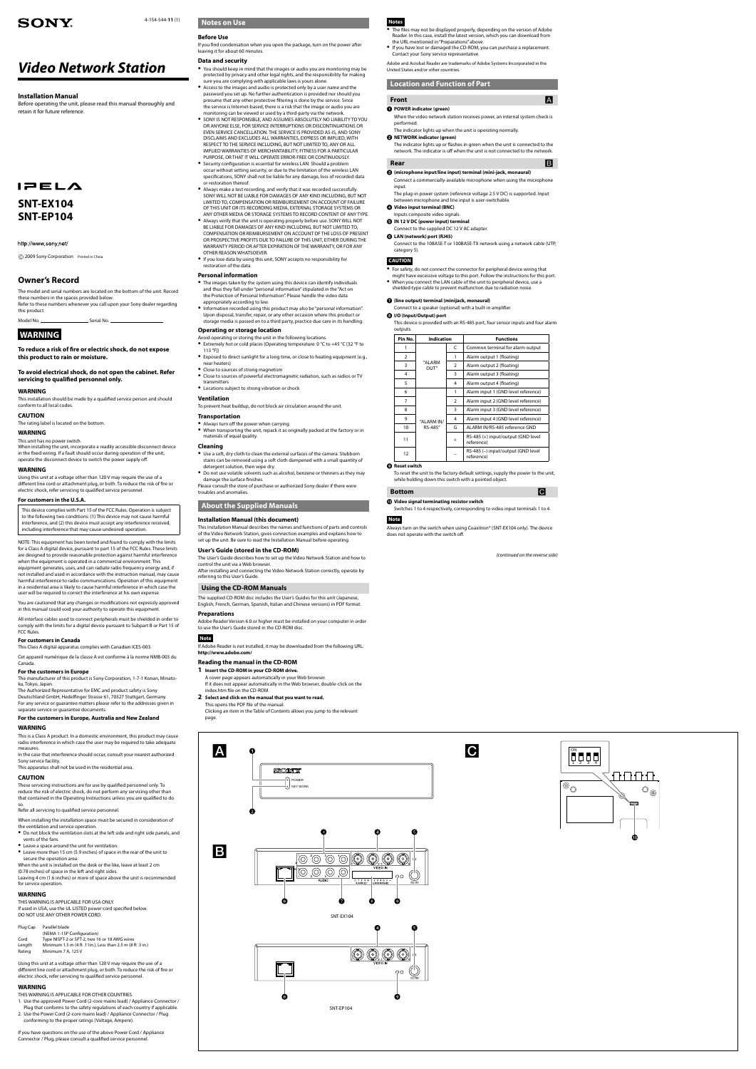SONY

4-154-544-**11** (1)

# Video Network Station

## Installation Manual

Before operating the unit, please read this manual thoroughly and retain it for future reference.

IPELA

## SNT-EX104
## SNT-EP104

http://www.sony.net/

© 2009 Sony Corporation Printed in China

## Owner's Record

The model and serial numbers are located on the bottom of the unit. Record these numbers in the spaces provided below.
Refer to these numbers whenever you call upon your Sony dealer regarding this product.

Model No. ______________ Serial No. ______________

## WARNING

**To reduce a risk of fire or electric shock, do not expose this product to rain or moisture.**

**To avoid electrical shock, do not open the cabinet. Refer servicing to qualified personnel only.**

### WARNING

This installation should be made by a qualified service person and should conform to all local codes.

### CAUTION

The rating label is located on the bottom.

### WARNING

This unit has no power switch.
When installing the unit, incorporate a readily accessible disconnect device in the fixed wiring. If a fault should occur during operation of the unit, operate the disconnect device to switch the power supply off.

### WARNING

Using this unit at a voltage other than 120 V may require the use of a different line cord or attachment plug, or both. To reduce the risk of fire or electric shock, refer servicing to qualified service personnel.

### For customers in the U.S.A.

This device complies with Part 15 of the FCC Rules. Operation is subject to the following two conditions: (1) This device may not cause harmful interference, and (2) this device must accept any interference received, including interference that may cause undesired operation.

NOTE: This equipment has been tested and found to comply with the limits for a Class A digital device, pursuant to part 15 of the FCC Rules. These limits are designed to provide reasonable protection against harmful interference when the equipment is operated in a commercial environment. This equipment generates, uses, and can radiate radio frequency energy and, if not installed and used in accordance with the instruction manual, may cause harmful interference to radio communications. Operation of this equipment in a residential area is likely to cause harmful interference in which case the user will be required to correct the interference at his own expense.

You are cautioned that any changes or modifications not expressly approved in this manual could void your authority to operate this equipment.

All interface cables used to connect peripherals must be shielded in order to comply with the limits for a digital device pursuant to Subpart B or Part 15 of FCC Rules.

### For customers in Canada

This Class A digital apparatus complies with Canadian ICES-003.

Cet appareil numérique de la classe A est conforme à la norme NMB-003 du Canada.

### For the customers in Europe

The manufacturer of this product is Sony Corporation, 1-7-1 Konan, Minato-ku, Tokyo, Japan.
The Authorized Representative for EMC and product safety is Sony Deutschland GmbH, Hedelfinger Strasse 61, 70327 Stuttgart, Germany. For any service or guarantee matters please refer to the addresses given in separate service or guarantee documents.

### For the customers in Europe, Australia and New Zealand

### WARNING

This is a Class A product. In a domestic environment, this product may cause radio interference in which case the user may be required to take adequate measures.
In the case that interference should occur, consult your nearest authorized Sony service facility.
This apparatus shall not be used in the residential area.

### CAUTION

These servicing instructions are for use by qualified personnel only. To reduce the risk of electric shock, do not perform any servicing other than that contained in the Operating Instructions unless you are qualified to do so.
Refer all servicing to qualified service personnel.

When installing the installation space must be secured in consideration of the ventilation and service operation.

- Do not block the ventilation slots at the left side and right side panels, and vents of the fans.
- Leave a space around the unit for ventilation.
- Leave more than 15 cm (5.9 inches) of space in the rear of the unit to secure the operation area.

When the unit is installed on the desk or the like, leave at least 2 cm (0.78 inches) of space in the left and right sides.
Leaving 4 cm (1.6 inches) or more of space above the unit is recommended for service operation.

### WARNING

THIS WARNING IS APPLICABLE FOR USA ONLY.
If used in USA, use the UL LISTED power cord specified below.
DO NOT USE ANY OTHER POWER CORD.

| | |
|---|---|
| Plug Cap | Parallel blade (NEMA 1-15P Configuration) |
| Cord | Type NISPT-2 or SPT-2, two 16 or 18 AWG wires |
| Length | Minimum 1.5 m (4 ft. 11 in.), Less than 2.5 m (8 ft. 3 in.) |
| Rating | Minimum 7 A, 125 V |

Using this unit at a voltage other than 120 V may require the use of a different line cord or attachment plug, or both. To reduce the risk of fire or electric shock, refer servicing to qualified service personnel.

### WARNING

THIS WARNING IS APPLICABLE FOR OTHER COUNTRIES.

1. Use the approved Power Cord (2-core mains lead) / Appliance Connector / Plug that conforms to the safety regulations of each country if applicable.
2. Use the Power Cord (2-core mains lead) / Appliance Connector / Plug conforming to the proper ratings (Voltage, Ampere).

If you have questions on the use of the above Power Cord / Appliance Connector / Plug, please consult a qualified service personnel.

## Notes on Use

### Before Use

If you find condensation when you open the package, turn on the power after leaving it for about 60 minutes.

### Data and security

- You should keep in mind that the images or audio you are monitoring may be protected by privacy and other legal rights, and the responsibility for making sure you are complying with applicable laws is yours alone.
- Access to the images and audio is protected only by a user name and the password you set up. No further authentication is provided nor should you presume that any other protective filtering is done by the service. Since the service is Internet-based, there is a risk that the image or audio you are monitoring can be viewed or used by a third-party via the network.
- SONY IS NOT RESPONSIBLE, AND ASSUMES ABSOLUTELY NO LIABILITY TO YOU OR ANYONE ELSE, FOR SERVICE INTERRUPTIONS OR DISCONTINUATIONS OR EVEN SERVICE CANCELLATION. THE SERVICE IS PROVIDED AS-IS, AND SONY DISCLAIMS AND EXCLUDES ALL WARRANTIES, EXPRESS OR IMPLIED, WITH RESPECT TO THE SERVICE INCLUDING, BUT NOT LIMITED TO, ANY OR ALL IMPLIED WARRANTIES OF MERCHANTABILITY, FITNESS FOR A PARTICULAR PURPOSE, OR THAT IT WILL OPERATE ERROR-FREE OR CONTINUOUSLY.
- Security configuration is essential for wireless LAN. Should a problem occur without setting security, or due to the limitation of the wireless LAN specifications, SONY shall not be liable for any damage, loss of recorded data or restoration thereof.
- Always make a test recording, and verify that it was recorded successfully. SONY WILL NOT BE LIABLE FOR DAMAGES OF ANY KIND INCLUDING, BUT NOT LIMITED TO, COMPENSATION OR REIMBURSEMENT ON ACCOUNT OF FAILURE OF THIS UNIT OR ITS RECORDING MEDIA, EXTERNAL STORAGE SYSTEMS OR ANY OTHER MEDIA OR STORAGE SYSTEMS TO RECORD CONTENT OF ANY TYPE.
- Always verify that the unit is operating properly before use. SONY WILL NOT BE LIABLE FOR DAMAGES OF ANY KIND INCLUDING, BUT NOT LIMITED TO, COMPENSATION OR REIMBURSEMENT ON ACCOUNT OF THE LOSS OF PRESENT OR PROSPECTIVE PROFITS DUE TO FAILURE OF THIS UNIT, EITHER DURING THE WARRANTY PERIOD OR AFTER EXPIRATION OF THE WARRANTY, OR FOR ANY OTHER REASON WHATSOEVER.
- If you lose data by using this unit, SONY accepts no responsibility for restoration of the data.

### Personal information

- The images taken by the system using this device can identify individuals and thus they fall under "personal information" stipulated in the "Act on the Protection of Personal Information." Please handle the video data appropriately according to law.
- Information recorded using this product may also be "personal information". Upon disposal, transfer, repair, or any other occasion where this product or storage media is passed on to a third party, practice due care in its handling.

### Operating or storage location

Avoid operating or storing the unit in the following locations.

- Extremely hot or cold places (Operating temperature: 0 °C to +45 °C (32 °F to 113 °F))
- Exposed to direct sunlight for a long time, or close to heating equipment (e.g., near heaters)
- Close to sources of strong magnetism
- Close to sources of powerful electromagnetic radiation, such as radios or TV transmitters
- Locations subject to strong vibration or shock

### Ventilation

To prevent heat buildup, do not block air circulation around the unit.

### Transportation

- Always turn off the power when carrying.
- When transporting the unit, repack it as originally packed at the factory or in materials of equal quality.

### Cleaning

- Use a soft, dry cloth to clean the external surfaces of the camera. Stubborn stains can be removed using a soft cloth dampened with a small quantity of detergent solution, then wipe dry.
- Do not use volatile solvents such as alcohol, benzene or thinners as they may damage the surface finishes.

Please consult the store of purchase or authorized Sony dealer if there were troubles and anomalies.

## About the Supplied Manuals

### Installation Manual (this document)

This Installation Manual describes the names and functions of parts and controls of the Video Network Station, gives connection examples and explains how to set up the unit. Be sure to read the Installation Manual before operating.

### User's Guide (stored in the CD-ROM)

The User's Guide describes how to set up the Video Network Station and how to control the unit via a Web browser.
After installing and connecting the Video Network Station correctly, operate by referring to this User's Guide.

## Using the CD-ROM Manuals

The supplied CD-ROM disc includes the User's Guides for this unit (Japanese, English, French, German, Spanish, Italian and Chinese versions) in PDF format.

### Preparations

Adobe Reader Version 6.0 or higher must be installed on your computer in order to use the User's Guide stored in the CD-ROM disc.

**Note**

If Adobe Reader is not installed, it may be downloaded from the following URL:
**http://www.adobe.com/**

### Reading the manual in the CD-ROM

**1 Insert the CD-ROM in your CD-ROM drive.**
A cover page appears automatically in your Web browser.
If it does not appear automatically in the Web browser, double-click on the index.htm file on the CD-ROM.

**2 Select and click on the manual that you want to read.**
This opens the PDF file of the manual.
Clicking an item in the Table of Contents allows you jump to the relevant page.

**Notes**

- The files may not be displayed properly, depending on the version of Adobe Reader. In this case, install the latest version, which you can download from the URL mentioned in "Preparations" above.
- If you have lost or damaged the CD-ROM, you can purchase a replacement. Contact your Sony service representative.

Adobe and Acrobat Reader are trademarks of Adobe Systems Incorporated in the United States and/or other countries.

## Location and Function of Part

### Front (A)

**1 POWER indicator (green)**
When the video network station receives power, an internal system check is performed.
The indicator lights up when the unit is operating normally.

**2 NETWORK indicator (green)**
The indicator lights up or flashes in green when the unit is connected to the network. The indicator is off when the unit is not connected to the network.

### Rear (B)

**3 (microphone input/line input) terminal (mini-jack, monaural)**
Connect a commercially-available microphone when using the microphone input.
The plug-in power system (reference voltage 2.5 V DC) is supported. Input between microphone and line input is user-switchable.

**4 Video input terminal (BNC)**
Inputs composite video signals.

**5 IN 12 V DC (power input) terminal**
Connect to the supplied DC 12 V AC adapter.

**6 LAN (network) port (RJ45)**
Connect to the 10BASE-T or 100BASE-TX network using a network cable (UTP, category 5).

**CAUTION**

- For safety, do not connect the connector for peripheral device wiring that might have excessive voltage to this port. Follow the instructions for this port.
- When you connect the LAN cable of the unit to peripheral device, use a shielded-type cable to prevent malfunction due to radiation noise.

**7 (line output) terminal (minijack, monaural)**
Connect to a speaker (optional) with a built-in amplifier.

**8 I/O (Input/Output) port**
This device is provided with an RS-485 port, four sensor inputs and four alarm outputs.

| Pin No. | Indication | | Functions |
|---|---|---|---|
| 1 | "ALARM OUT" | C | Common terminal for alarm output |
| 2 | | 1 | Alarm output 1 (floating) |
| 3 | | 2 | Alarm output 2 (floating) |
| 4 | | 3 | Alarm output 3 (floating) |
| 5 | | 4 | Alarm output 4 (floating) |
| 6 | "ALARM IN/ RS-485" | 1 | Alarm input 1 (GND level reference) |
| 7 | | 2 | Alarm input 2 (GND level reference) |
| 8 | | 3 | Alarm input 3 (GND level reference) |
| 9 | | 4 | Alarm input 4 (GND level reference) |
| 10 | | G | ALARM IN/RS-485 reference GND |
| 11 | | + | RS-485 (+) input/output (GND level reference) |
| 12 | | – | RS-485 (–) input/output (GND level reference) |

**9 Reset switch**
To reset the unit to the factory default settings, supply the power to the unit, while holding down this switch with a pointed object.

### Bottom (C)

**10 Video signal terminating resistor switch**
Switches 1 to 4 respectively, corresponding to video input terminals 1 to 4.

**Note**

Always turn on the switch when using Coaxitron® (SNT-EX104 only). The device does not operate with the switch off.

*(continued on the reverse side)*

SNT-EX104

SNT-EP104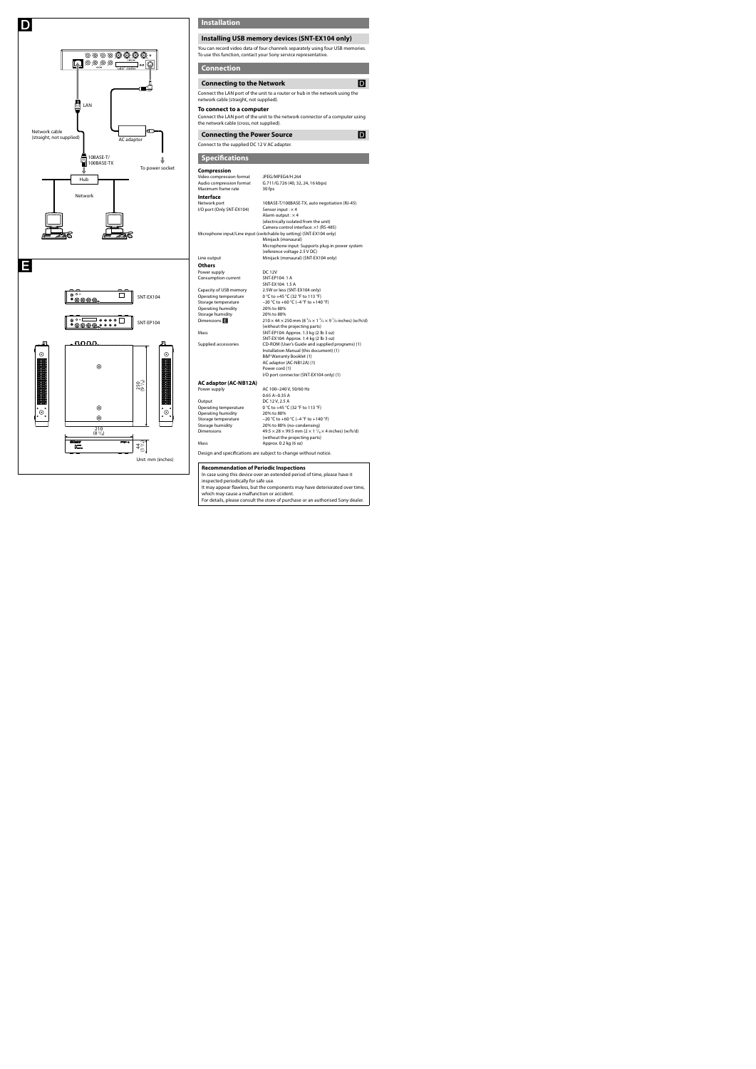D

LAN

Network cable
(straight, not supplied)

AC adaptor

10BASE-T/
100BASE-TX

To power socket

Hub

Network

E

SNT-EX104

SNT-EP104

250
(9 7/8)

210
(8 3/8)

44
(1 3/4)

Unit: mm (inches)

## Installation

### Installing USB memory devices (SNT-EX104 only)

You can record video data of four channels separately using four USB memories.
To use this function, contact your Sony service representative.

## Connection

### Connecting to the Network D

Connect the LAN port of the unit to a router or hub in the network using the network cable (straight, not supplied).

#### To connect to a computer

Connect the LAN port of the unit to the network connector of a computer using the network cable (cross, not supplied).

### Connecting the Power Source D

Connect to the supplied DC 12 V AC adapter.

## Specifications

**Compression**

| | |
|---|---|
| Video compression format | JPEG/MPEG4/H.264 |
| Audio compression format | G.711/G.726 (40, 32, 24, 16 kbps) |
| Maximum frame rate | 30 fps |

**Interface**

| | |
|---|---|
| Network port | 10BASE-T/100BASE-TX, auto negotiation (RJ-45) |
| I/O port (Only SNT-EX104) | Sensor input : × 4<br>Alarm output : × 4<br>(electrically isolated from the unit)<br>Camera-control interface: ×1 (RS-485) |
| Microphone input/Line input (switchable by setting) (SNT-EX104 only) | Minijack (monaural)<br>Microphone input: Supports plug-in power system (reference voltage 2.5 V DC) |
| Line output | Minijack (monaural) (SNT-EX104 only) |

**Others**

| | |
|---|---|
| Power supply | DC 12V |
| Consumption current | SNT-EP104: 1 A<br>SNT-EX104: 1.5 A |
| Capacity of USB memory | 2.5W or less (SNT-EX104 only) |
| Operating temperature | 0 °C to +45 °C (32 °F to 113 °F) |
| Storage temperature | −20 °C to +60 °C (−4 °F to +140 °F) |
| Operating humidity | 20% to 80% |
| Storage humidity | 20% to 80% |
| Dimensions E | 210 × 44 × 250 mm (8 3/8 × 1 3/4 × 9 7/8 inches) (w/h/d) (without the projecting parts) |
| Mass | SNT-EP104: Approx. 1.3 kg (2 lb 3 oz)<br>SNT-EX104: Approx. 1.4 kg (2 lb 3 oz) |
| Supplied accessories | CD-ROM (User's Guide and supplied programs) (1)<br>Installation Manual (this document) (1)<br>B&P Warranty Booklet (1)<br>AC adaptor (AC-NB12A) (1)<br>Power cord (1)<br>I/O port connector (SNT-EX104 only) (1) |

**AC adaptor (AC-NB12A)**

| | |
|---|---|
| Power supply | AC 100−240 V, 50/60 Hz<br>0.65 A−0.35 A |
| Output | DC 12 V, 2.5 A |
| Operating temperature | 0 °C to +45 °C (32 °F to 113 °F) |
| Operating humidity | 20% to 80% |
| Storage temperature | −20 °C to +60 °C (−4 °F to +140 °F) |
| Storage humidity | 20% to 80% (no-condensing) |
| Dimensions | 49.5 × 28 × 99.5 mm (2 × 1 1/8 × 4 inches) (w/h/d) (without the projecting parts) |
| Mass | Approx. 0.2 kg (6 oz) |

Design and specifications are subject to change without notice.

**Recommendation of Periodic Inspections**

In case using this device over an extended period of time, please have it inspected periodically for safe use.
It may appear flawless, but the components may have deteriorated over time, which may cause a malfunction or accident.
For details, please consult the store of purchase or an authorised Sony dealer.